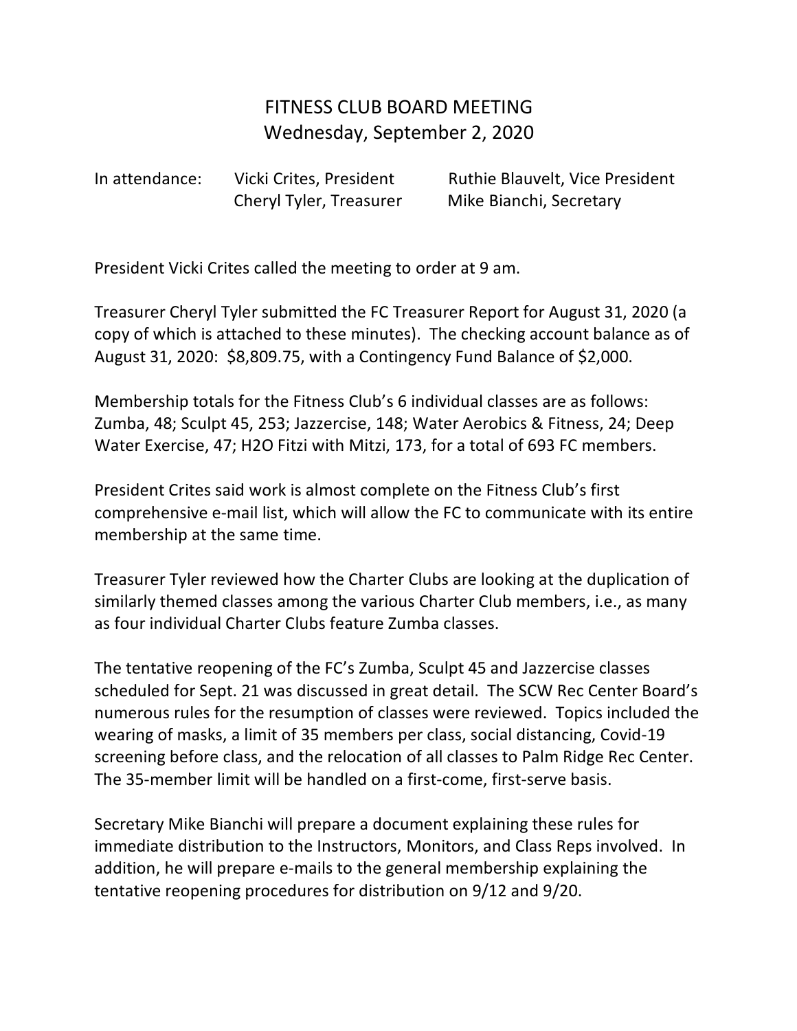# FITNESS CLUB BOARD MEETING
## Wednesday, September 2, 2020

In attendance: Vicki Crites, President; Ruthie Blauvelt, Vice President; Cheryl Tyler, Treasurer; Mike Bianchi, Secretary

President Vicki Crites called the meeting to order at 9 am.

Treasurer Cheryl Tyler submitted the FC Treasurer Report for August 31, 2020 (a copy of which is attached to these minutes). The checking account balance as of August 31, 2020: $8,809.75, with a Contingency Fund Balance of $2,000.

Membership totals for the Fitness Club's 6 individual classes are as follows: Zumba, 48; Sculpt 45, 253; Jazzercise, 148; Water Aerobics & Fitness, 24; Deep Water Exercise, 47; H2O Fitzi with Mitzi, 173, for a total of 693 FC members.

President Crites said work is almost complete on the Fitness Club's first comprehensive e-mail list, which will allow the FC to communicate with its entire membership at the same time.

Treasurer Tyler reviewed how the Charter Clubs are looking at the duplication of similarly themed classes among the various Charter Club members, i.e., as many as four individual Charter Clubs feature Zumba classes.

The tentative reopening of the FC's Zumba, Sculpt 45 and Jazzercise classes scheduled for Sept. 21 was discussed in great detail. The SCW Rec Center Board's numerous rules for the resumption of classes were reviewed. Topics included the wearing of masks, a limit of 35 members per class, social distancing, Covid-19 screening before class, and the relocation of all classes to Palm Ridge Rec Center. The 35-member limit will be handled on a first-come, first-serve basis.

Secretary Mike Bianchi will prepare a document explaining these rules for immediate distribution to the Instructors, Monitors, and Class Reps involved. In addition, he will prepare e-mails to the general membership explaining the tentative reopening procedures for distribution on 9/12 and 9/20.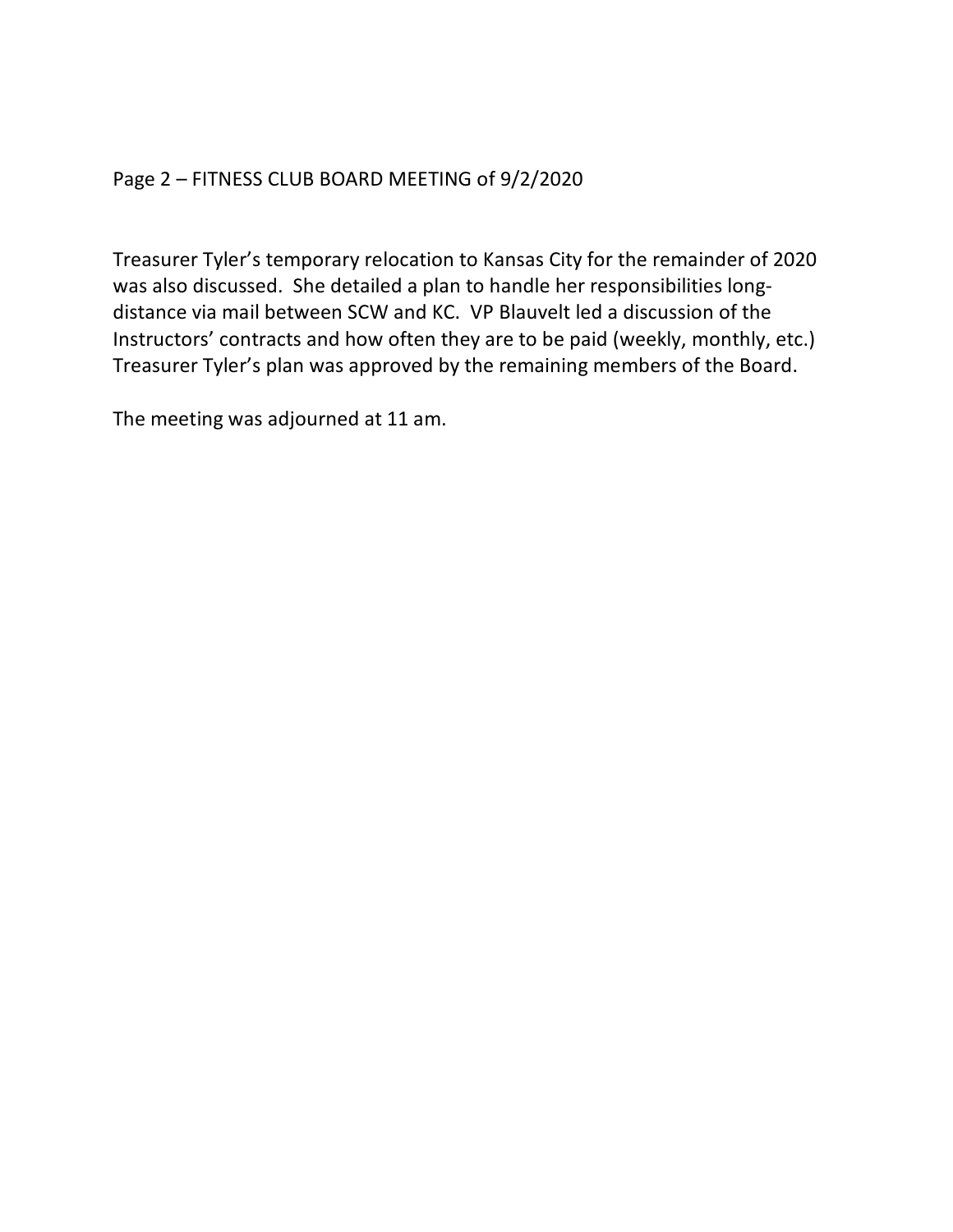Page 2 – FITNESS CLUB BOARD MEETING of 9/2/2020

Treasurer Tyler's temporary relocation to Kansas City for the remainder of 2020 was also discussed. She detailed a plan to handle her responsibilities long-distance via mail between SCW and KC. VP Blauvelt led a discussion of the Instructors' contracts and how often they are to be paid (weekly, monthly, etc.) Treasurer Tyler's plan was approved by the remaining members of the Board.

The meeting was adjourned at 11 am.